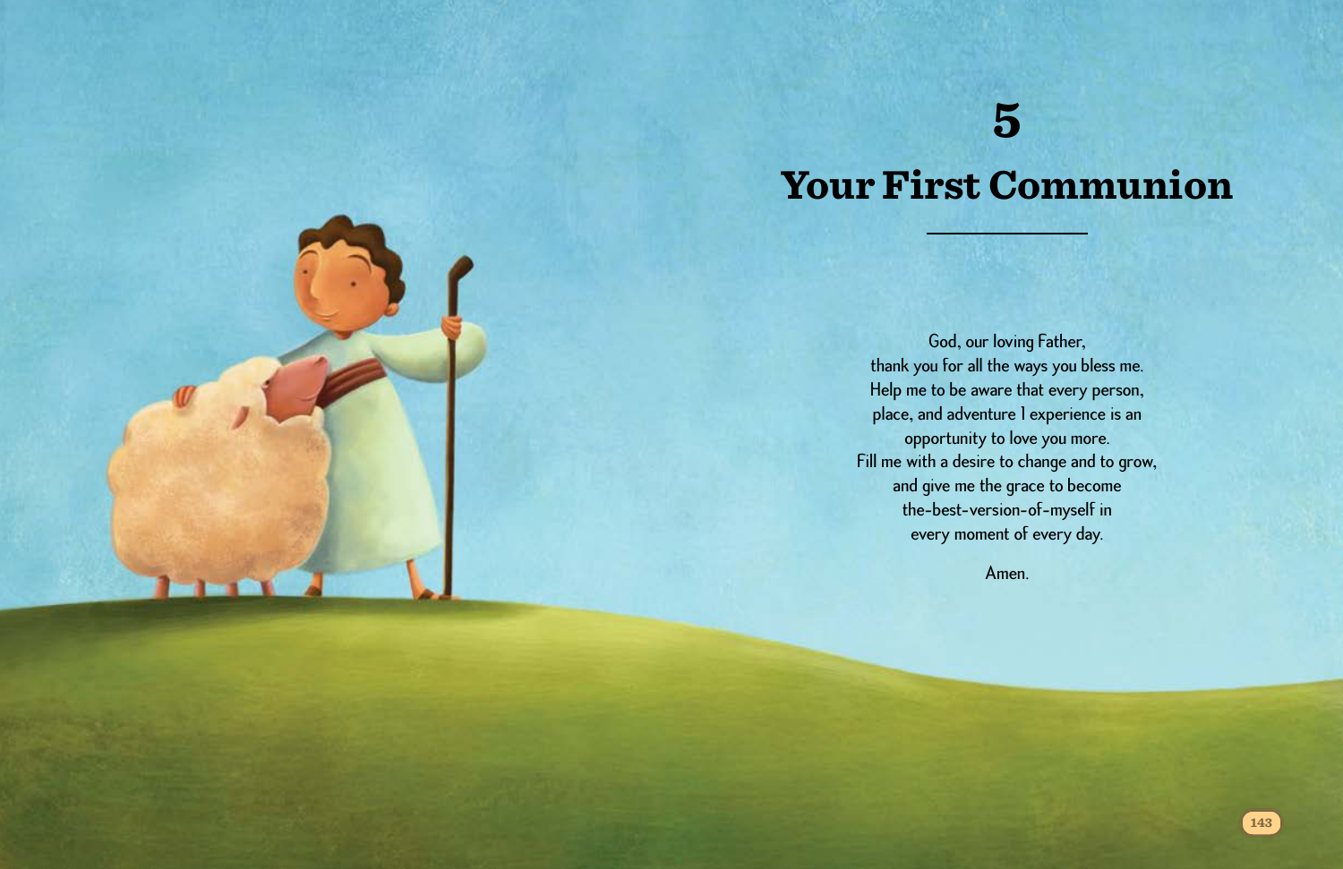# 5

# Your First Communion

God, our loving Father,
thank you for all the ways you bless me.
Help me to be aware that every person,
place, and adventure I experience is an
opportunity to love you more.
Fill me with a desire to change and to grow,
and give me the grace to become
the-best-version-of-myself in
every moment of every day.

Amen.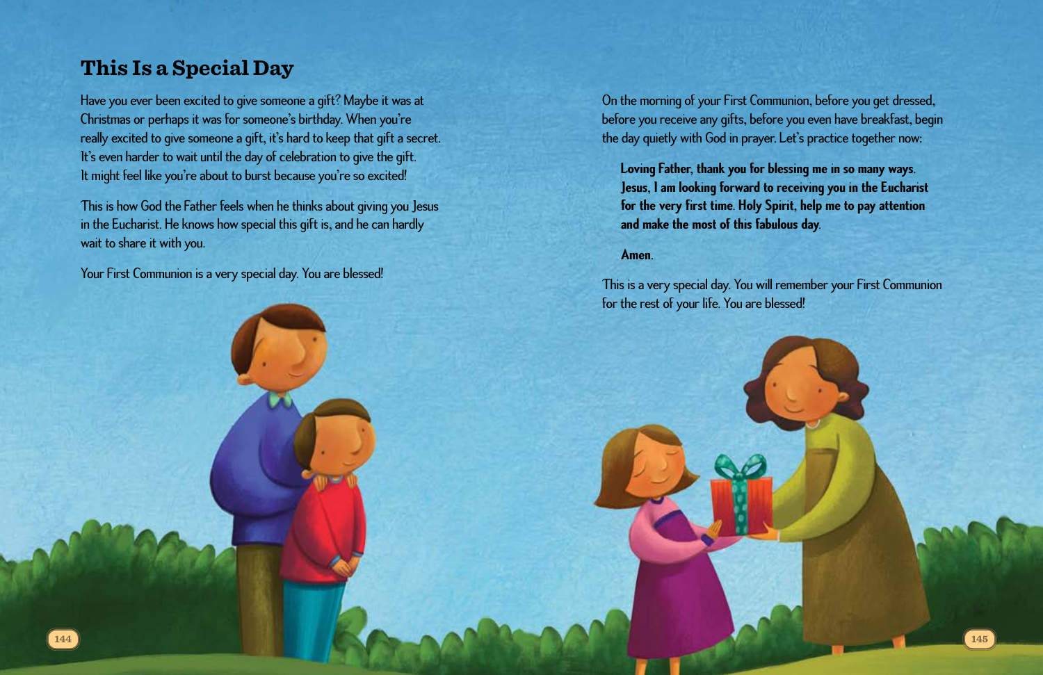## This Is a Special Day

Have you ever been excited to give someone a gift? Maybe it was at Christmas or perhaps it was for someone's birthday. When you're really excited to give someone a gift, it's hard to keep that gift a secret. It's even harder to wait until the day of celebration to give the gift. It might feel like you're about to burst because you're so excited!

This is how God the Father feels when he thinks about giving you Jesus in the Eucharist. He knows how special this gift is, and he can hardly wait to share it with you.

Your First Communion is a very special day. You are blessed!

On the morning of your First Communion, before you get dressed, before you receive any gifts, before you even have breakfast, begin the day quietly with God in prayer. Let's practice together now:

> **Loving Father, thank you for blessing me in so many ways. Jesus, I am looking forward to receiving you in the Eucharist for the very first time. Holy Spirit, help me to pay attention and make the most of this fabulous day.**
>
> **Amen.**

This is a very special day. You will remember your First Communion for the rest of your life. You are blessed!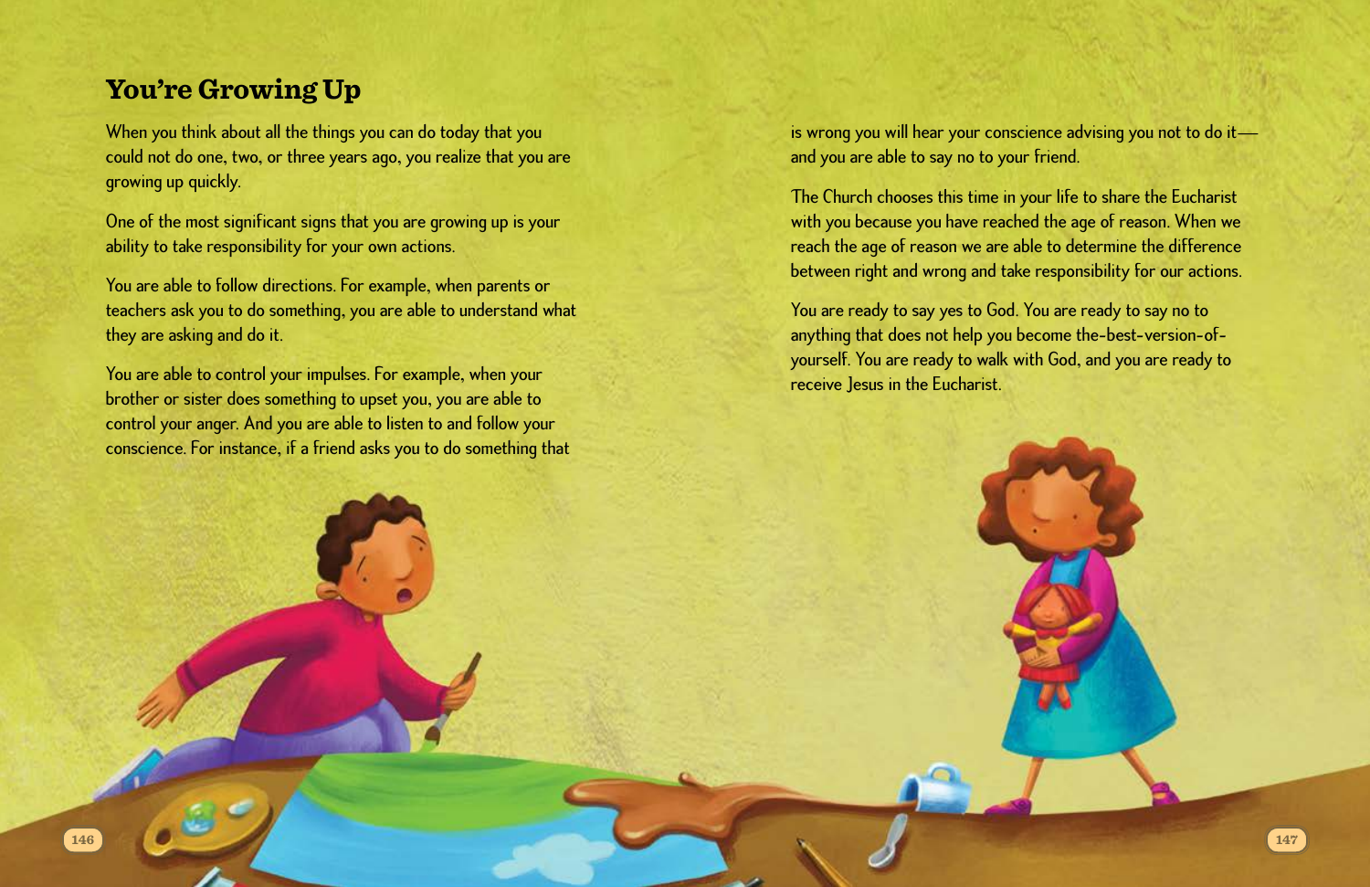## You're Growing Up

When you think about all the things you can do today that you could not do one, two, or three years ago, you realize that you are growing up quickly.

One of the most significant signs that you are growing up is your ability to take responsibility for your own actions.

You are able to follow directions. For example, when parents or teachers ask you to do something, you are able to understand what they are asking and do it.

You are able to control your impulses. For example, when your brother or sister does something to upset you, you are able to control your anger. And you are able to listen to and follow your conscience. For instance, if a friend asks you to do something that is wrong you will hear your conscience advising you not to do it—and you are able to say no to your friend.

The Church chooses this time in your life to share the Eucharist with you because you have reached the age of reason. When we reach the age of reason we are able to determine the difference between right and wrong and take responsibility for our actions.

You are ready to say yes to God. You are ready to say no to anything that does not help you become the-best-version-of-yourself. You are ready to walk with God, and you are ready to receive Jesus in the Eucharist.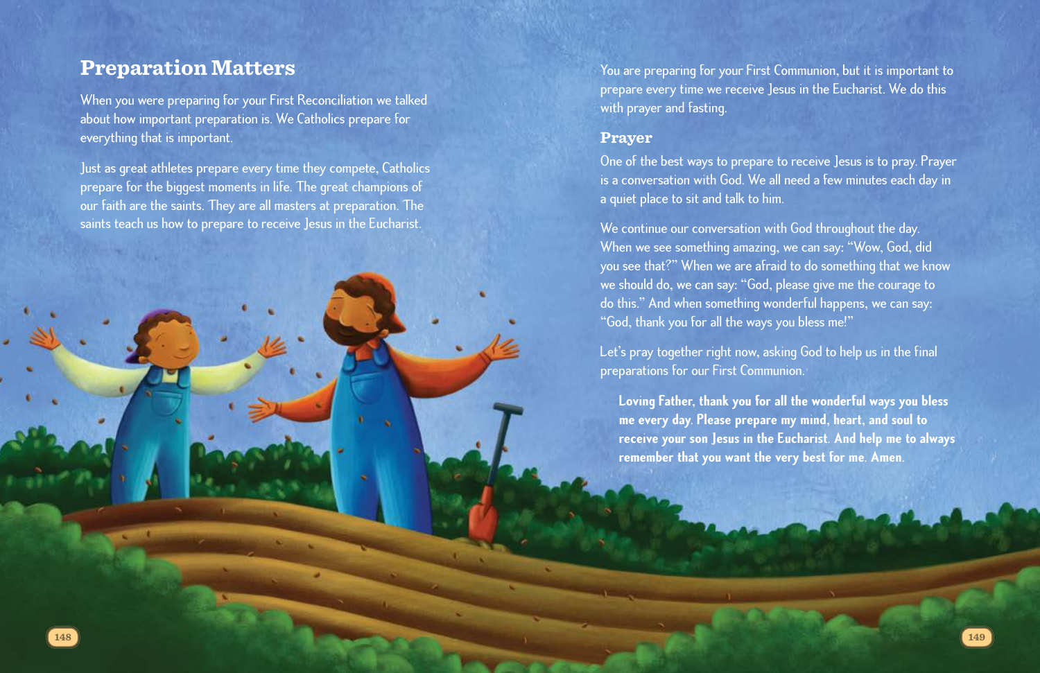## Preparation Matters

When you were preparing for your First Reconciliation we talked about how important preparation is. We Catholics prepare for everything that is important.

Just as great athletes prepare every time they compete, Catholics prepare for the biggest moments in life. The great champions of our faith are the saints. They are all masters at preparation. The saints teach us how to prepare to receive Jesus in the Eucharist.

You are preparing for your First Communion, but it is important to prepare every time we receive Jesus in the Eucharist. We do this with prayer and fasting.

### Prayer

One of the best ways to prepare to receive Jesus is to pray. Prayer is a conversation with God. We all need a few minutes each day in a quiet place to sit and talk to him.

We continue our conversation with God throughout the day. When we see something amazing, we can say: "Wow, God, did you see that?" When we are afraid to do something that we know we should do, we can say: "God, please give me the courage to do this." And when something wonderful happens, we can say: "God, thank you for all the ways you bless me!"

Let's pray together right now, asking God to help us in the final preparations for our First Communion.

> **Loving Father, thank you for all the wonderful ways you bless me every day. Please prepare my mind, heart, and soul to receive your son Jesus in the Eucharist. And help me to always remember that you want the very best for me. Amen.**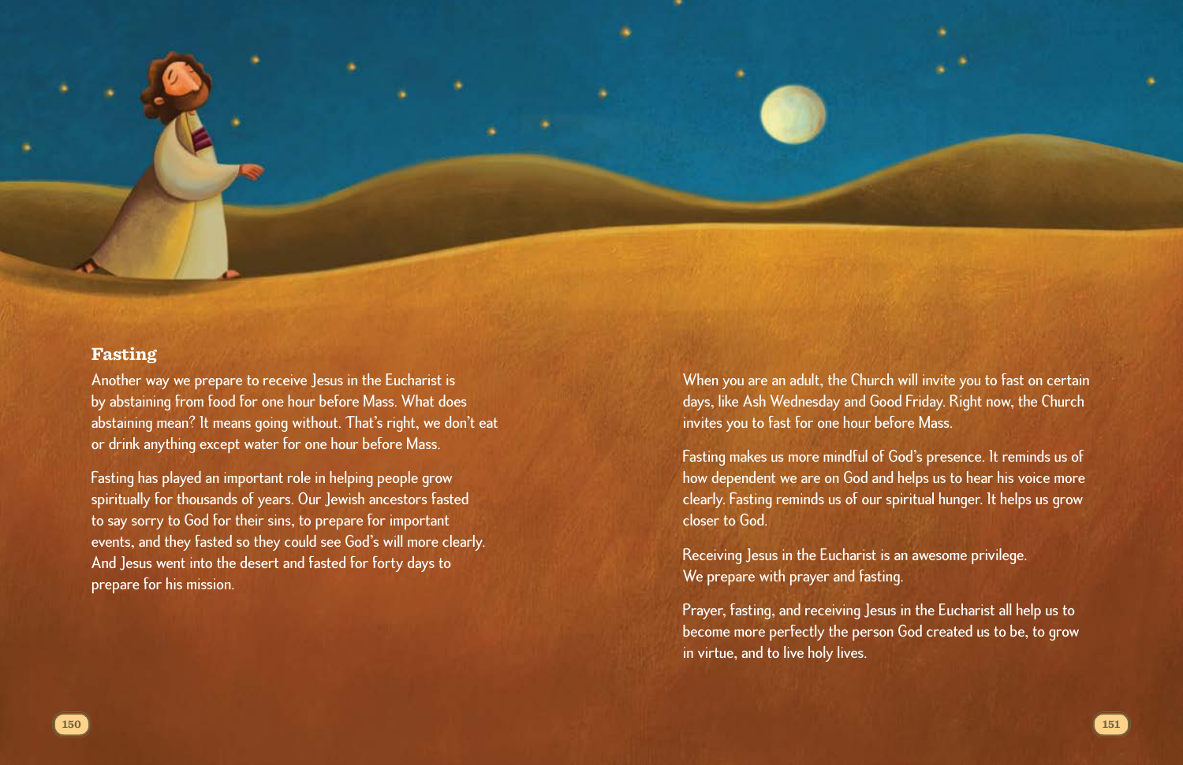## Fasting

Another way we prepare to receive Jesus in the Eucharist is by abstaining from food for one hour before Mass. What does abstaining mean? It means going without. That's right, we don't eat or drink anything except water for one hour before Mass.

Fasting has played an important role in helping people grow spiritually for thousands of years. Our Jewish ancestors fasted to say sorry to God for their sins, to prepare for important events, and they fasted so they could see God's will more clearly. And Jesus went into the desert and fasted for forty days to prepare for his mission.

When you are an adult, the Church will invite you to fast on certain days, like Ash Wednesday and Good Friday. Right now, the Church invites you to fast for one hour before Mass.

Fasting makes us more mindful of God's presence. It reminds us of how dependent we are on God and helps us to hear his voice more clearly. Fasting reminds us of our spiritual hunger. It helps us grow closer to God.

Receiving Jesus in the Eucharist is an awesome privilege. We prepare with prayer and fasting.

Prayer, fasting, and receiving Jesus in the Eucharist all help us to become more perfectly the person God created us to be, to grow in virtue, and to live holy lives.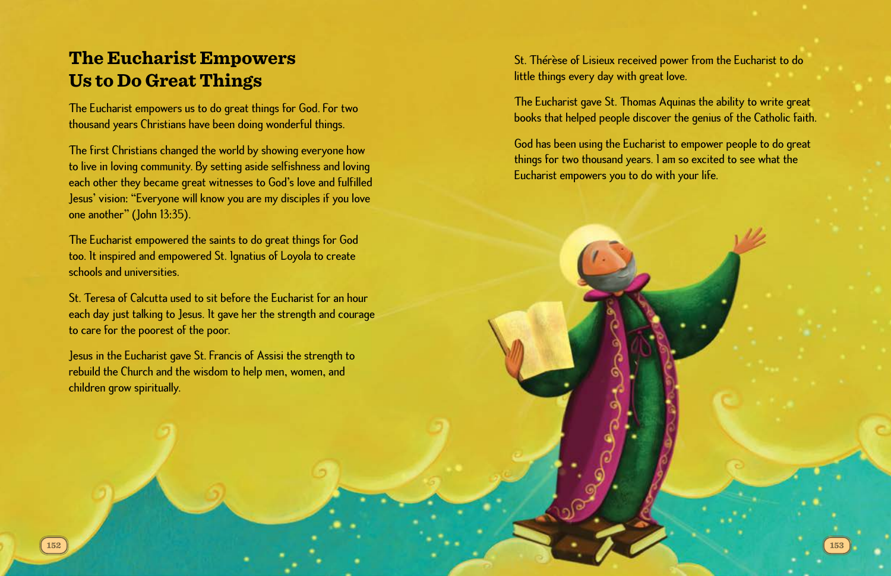# The Eucharist Empowers Us to Do Great Things

The Eucharist empowers us to do great things for God. For two thousand years Christians have been doing wonderful things.

The first Christians changed the world by showing everyone how to live in loving community. By setting aside selfishness and loving each other they became great witnesses to God's love and fulfilled Jesus' vision: "Everyone will know you are my disciples if you love one another" (John 13:35).

The Eucharist empowered the saints to do great things for God too. It inspired and empowered St. Ignatius of Loyola to create schools and universities.

St. Teresa of Calcutta used to sit before the Eucharist for an hour each day just talking to Jesus. It gave her the strength and courage to care for the poorest of the poor.

Jesus in the Eucharist gave St. Francis of Assisi the strength to rebuild the Church and the wisdom to help men, women, and children grow spiritually.

St. Thérèse of Lisieux received power from the Eucharist to do little things every day with great love.

The Eucharist gave St. Thomas Aquinas the ability to write great books that helped people discover the genius of the Catholic faith.

God has been using the Eucharist to empower people to do great things for two thousand years. I am so excited to see what the Eucharist empowers you to do with your life.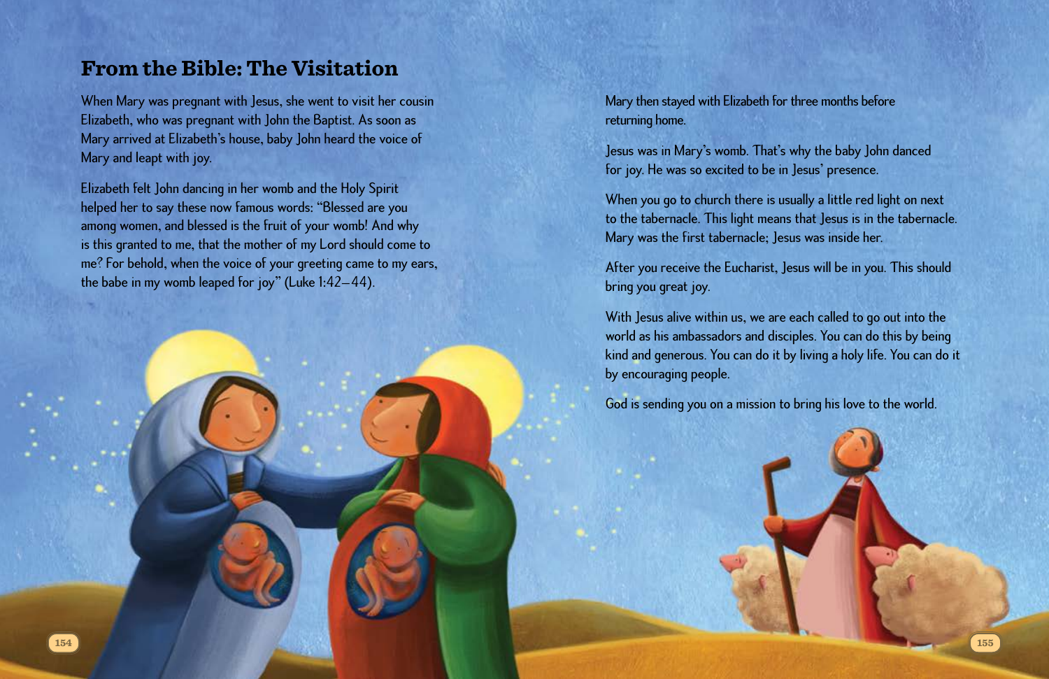## From the Bible: The Visitation

When Mary was pregnant with Jesus, she went to visit her cousin Elizabeth, who was pregnant with John the Baptist. As soon as Mary arrived at Elizabeth's house, baby John heard the voice of Mary and leapt with joy.

Elizabeth felt John dancing in her womb and the Holy Spirit helped her to say these now famous words: "Blessed are you among women, and blessed is the fruit of your womb! And why is this granted to me, that the mother of my Lord should come to me? For behold, when the voice of your greeting came to my ears, the babe in my womb leaped for joy" (Luke 1:42–44).

Mary then stayed with Elizabeth for three months before returning home.

Jesus was in Mary's womb. That's why the baby John danced for joy. He was so excited to be in Jesus' presence.

When you go to church there is usually a little red light on next to the tabernacle. This light means that Jesus is in the tabernacle. Mary was the first tabernacle; Jesus was inside her.

After you receive the Eucharist, Jesus will be in you. This should bring you great joy.

With Jesus alive within us, we are each called to go out into the world as his ambassadors and disciples. You can do this by being kind and generous. You can do it by living a holy life. You can do it by encouraging people.

God is sending you on a mission to bring his love to the world.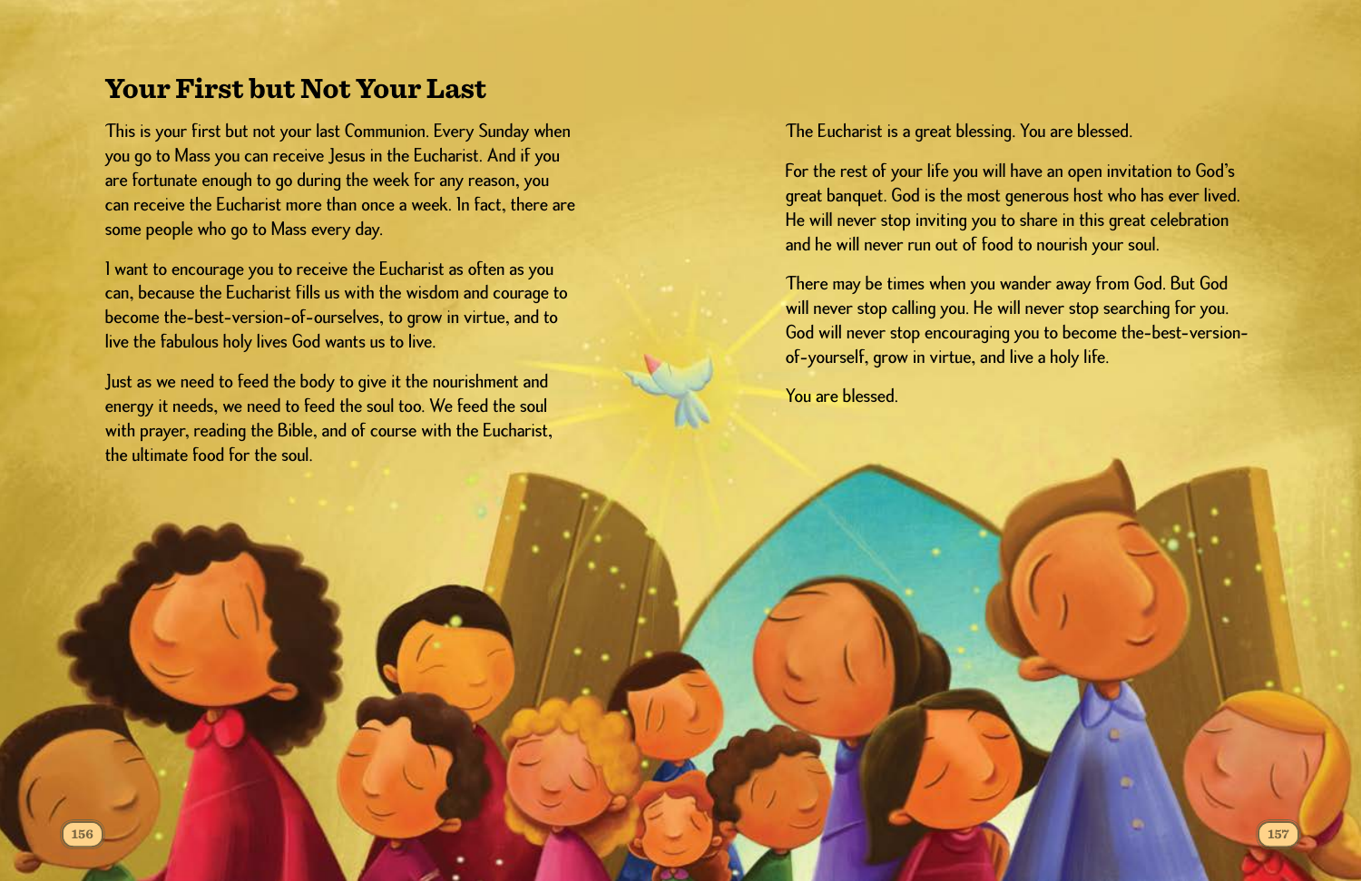## Your First but Not Your Last

This is your first but not your last Communion. Every Sunday when you go to Mass you can receive Jesus in the Eucharist. And if you are fortunate enough to go during the week for any reason, you can receive the Eucharist more than once a week. In fact, there are some people who go to Mass every day.

I want to encourage you to receive the Eucharist as often as you can, because the Eucharist fills us with the wisdom and courage to become the-best-version-of-ourselves, to grow in virtue, and to live the fabulous holy lives God wants us to live.

Just as we need to feed the body to give it the nourishment and energy it needs, we need to feed the soul too. We feed the soul with prayer, reading the Bible, and of course with the Eucharist, the ultimate food for the soul.

The Eucharist is a great blessing. You are blessed.

For the rest of your life you will have an open invitation to God's great banquet. God is the most generous host who has ever lived. He will never stop inviting you to share in this great celebration and he will never run out of food to nourish your soul.

There may be times when you wander away from God. But God will never stop calling you. He will never stop searching for you. God will never stop encouraging you to become the-best-version-of-yourself, grow in virtue, and live a holy life.

You are blessed.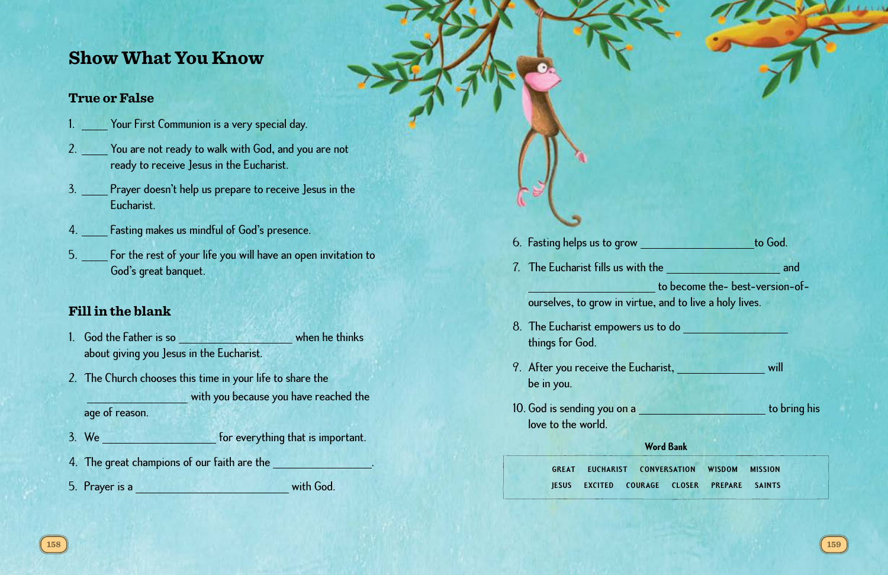# Show What You Know

## True or False

1. _____ Your First Communion is a very special day.
2. _____ You are not ready to walk with God, and you are not ready to receive Jesus in the Eucharist.
3. _____ Prayer doesn't help us prepare to receive Jesus in the Eucharist.
4. _____ Fasting makes us mindful of God's presence.
5. _____ For the rest of your life you will have an open invitation to God's great banquet.

## Fill in the blank

1. God the Father is so __________________ when he thinks about giving you Jesus in the Eucharist.
2. The Church chooses this time in your life to share the __________________ with you because you have reached the age of reason.
3. We __________________ for everything that is important.
4. The great champions of our faith are the __________________.
5. Prayer is a __________________________ with God.
6. Fasting helps us to grow __________________ to God.
7. The Eucharist fills us with the __________________ and __________________ to become the- best-version-of-ourselves, to grow in virtue, and to live a holy lives.
8. The Eucharist empowers us to do __________________ things for God.
9. After you receive the Eucharist, ______________ will be in you.
10. God is sending you on a ____________________ to bring his love to the world.

**Word Bank**

| GREAT | EUCHARIST | CONVERSATION | WISDOM | MISSION |
|---|---|---|---|---|
| JESUS | EXCITED | COURAGE | CLOSER | PREPARE | SAINTS |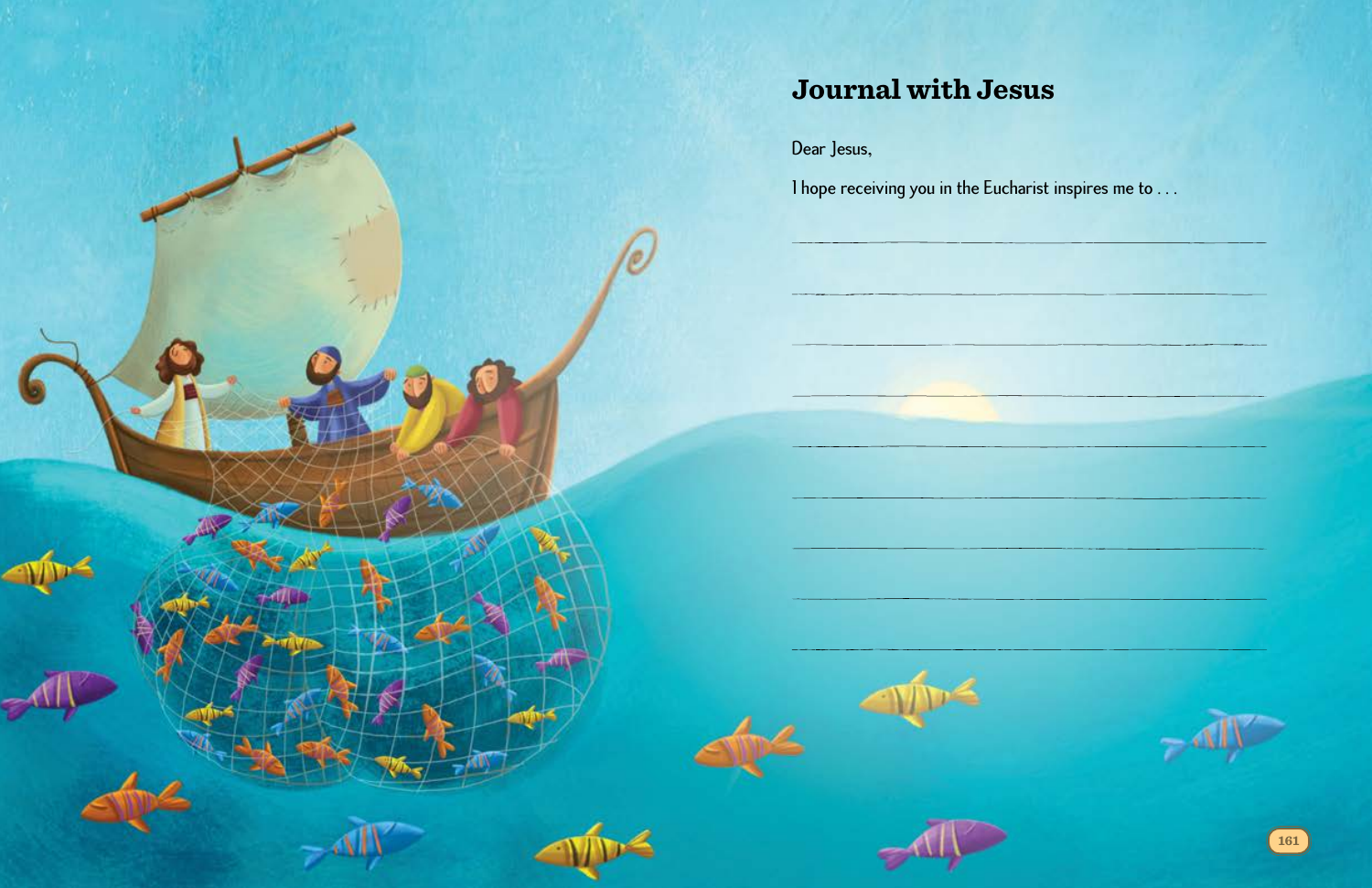## Journal with Jesus

Dear Jesus,

I hope receiving you in the Eucharist inspires me to . . .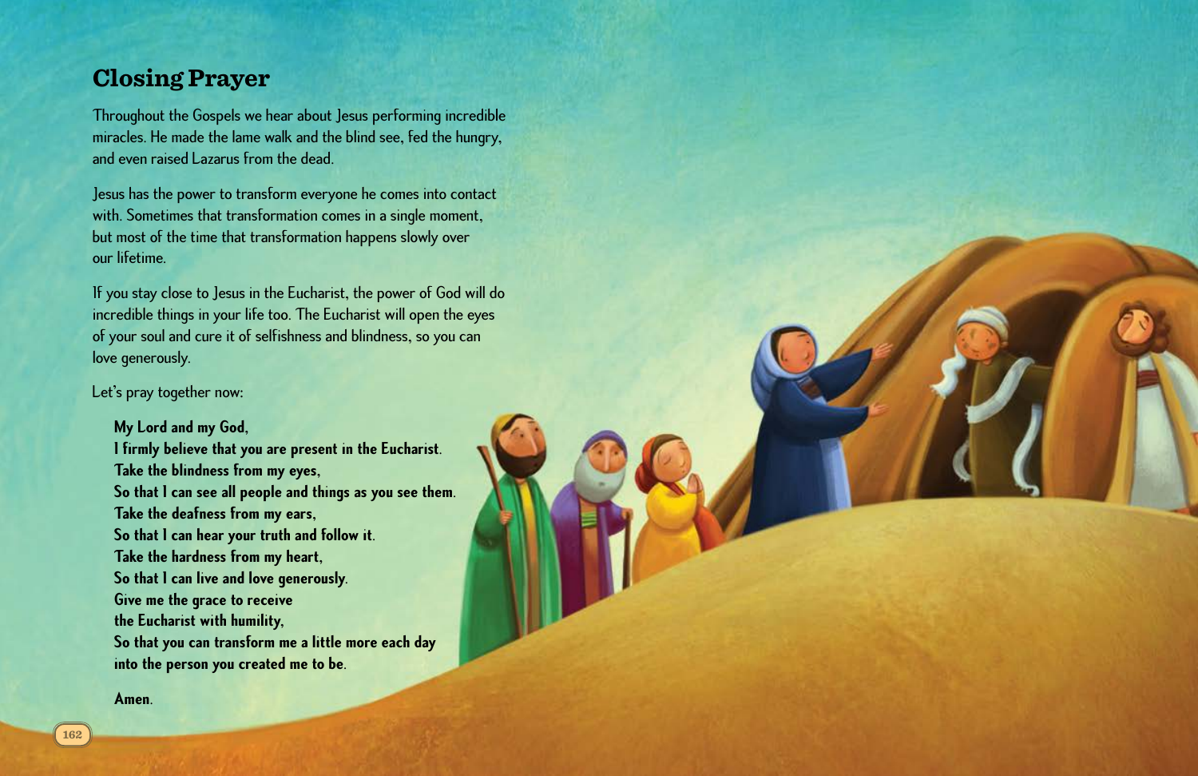## Closing Prayer

Throughout the Gospels we hear about Jesus performing incredible miracles. He made the lame walk and the blind see, fed the hungry, and even raised Lazarus from the dead.

Jesus has the power to transform everyone he comes into contact with. Sometimes that transformation comes in a single moment, but most of the time that transformation happens slowly over our lifetime.

If you stay close to Jesus in the Eucharist, the power of God will do incredible things in your life too. The Eucharist will open the eyes of your soul and cure it of selfishness and blindness, so you can love generously.

Let's pray together now:

**My Lord and my God,**
**I firmly believe that you are present in the Eucharist.**
**Take the blindness from my eyes,**
**So that I can see all people and things as you see them.**
**Take the deafness from my ears,**
**So that I can hear your truth and follow it.**
**Take the hardness from my heart,**
**So that I can live and love generously.**
**Give me the grace to receive**
**the Eucharist with humility,**
**So that you can transform me a little more each day**
**into the person you created me to be.**

**Amen.**